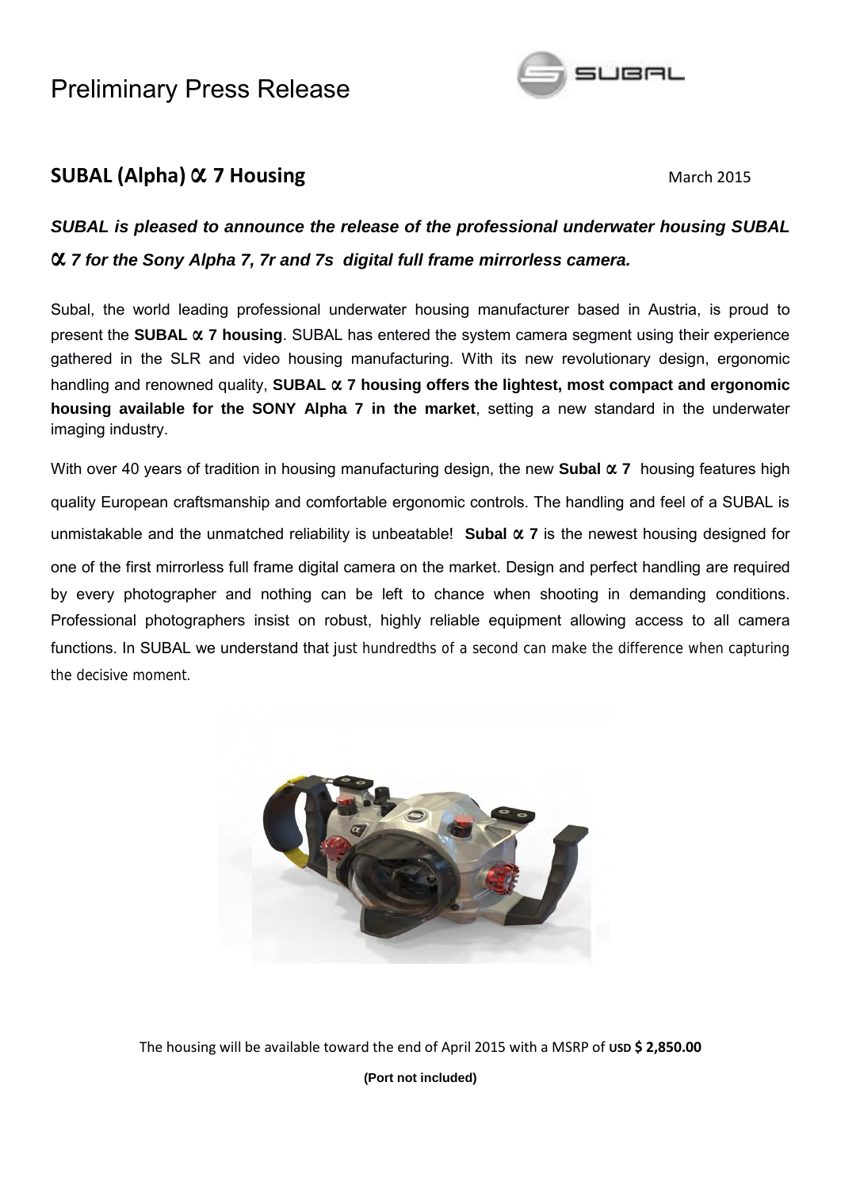# Preliminary Press Release

## SUBAL (Alpha) ∝ 7 Housing

March 2015

***SUBAL is pleased to announce the release of the professional underwater housing SUBAL ∝ 7 for the Sony Alpha 7, 7r and 7s digital full frame mirrorless camera.***

Subal, the world leading professional underwater housing manufacturer based in Austria, is proud to present the **SUBAL ∝ 7 housing**. SUBAL has entered the system camera segment using their experience gathered in the SLR and video housing manufacturing. With its new revolutionary design, ergonomic handling and renowned quality, **SUBAL ∝ 7 housing offers the lightest, most compact and ergonomic housing available for the SONY Alpha 7 in the market**, setting a new standard in the underwater imaging industry.

With over 40 years of tradition in housing manufacturing design, the new **Subal ∝ 7** housing features high quality European craftsmanship and comfortable ergonomic controls. The handling and feel of a SUBAL is unmistakable and the unmatched reliability is unbeatable! **Subal ∝ 7** is the newest housing designed for one of the first mirrorless full frame digital camera on the market. Design and perfect handling are required by every photographer and nothing can be left to chance when shooting in demanding conditions. Professional photographers insist on robust, highly reliable equipment allowing access to all camera functions. In SUBAL we understand that just hundredths of a second can make the difference when capturing the decisive moment.

The housing will be available toward the end of April 2015 with a MSRP of USD **$ 2,850.00**

**(Port not included)**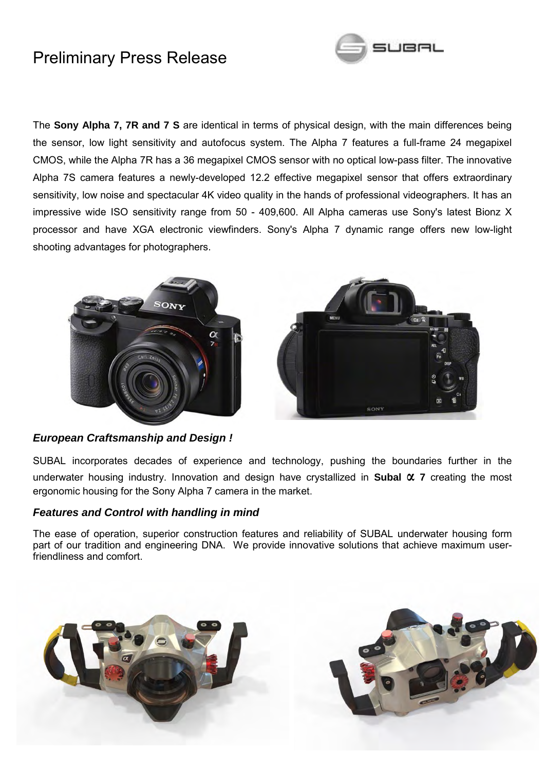# Preliminary Press Release

The **Sony Alpha 7, 7R and 7 S** are identical in terms of physical design, with the main differences being the sensor, low light sensitivity and autofocus system. The Alpha 7 features a full-frame 24 megapixel CMOS, while the Alpha 7R has a 36 megapixel CMOS sensor with no optical low-pass filter. The innovative Alpha 7S camera features a newly-developed 12.2 effective megapixel sensor that offers extraordinary sensitivity, low noise and spectacular 4K video quality in the hands of professional videographers. It has an impressive wide ISO sensitivity range from 50 - 409,600. All Alpha cameras use Sony's latest Bionz X processor and have XGA electronic viewfinders. Sony's Alpha 7 dynamic range offers new low-light shooting advantages for photographers.

### *European Craftsmanship and Design !*

SUBAL incorporates decades of experience and technology, pushing the boundaries further in the underwater housing industry. Innovation and design have crystallized in **Subal α 7** creating the most ergonomic housing for the Sony Alpha 7 camera in the market.

### *Features and Control with handling in mind*

The ease of operation, superior construction features and reliability of SUBAL underwater housing form part of our tradition and engineering DNA. We provide innovative solutions that achieve maximum user-friendliness and comfort.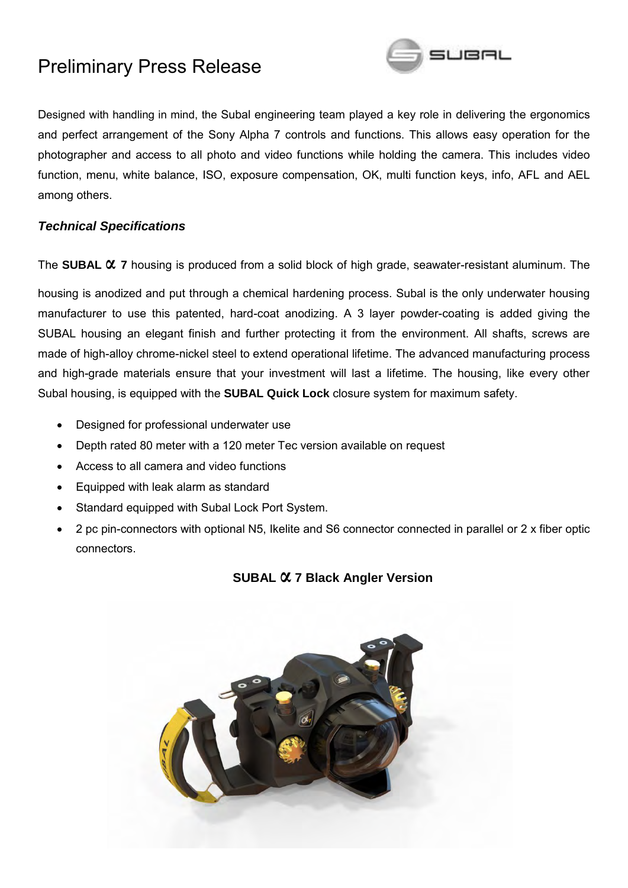# Preliminary Press Release

Designed with handling in mind, the Subal engineering team played a key role in delivering the ergonomics and perfect arrangement of the Sony Alpha 7 controls and functions. This allows easy operation for the photographer and access to all photo and video functions while holding the camera. This includes video function, menu, white balance, ISO, exposure compensation, OK, multi function keys, info, AFL and AEL among others.

***Technical Specifications***

The **SUBAL α 7** housing is produced from a solid block of high grade, seawater-resistant aluminum. The housing is anodized and put through a chemical hardening process. Subal is the only underwater housing manufacturer to use this patented, hard-coat anodizing. A 3 layer powder-coating is added giving the SUBAL housing an elegant finish and further protecting it from the environment. All shafts, screws are made of high-alloy chrome-nickel steel to extend operational lifetime. The advanced manufacturing process and high-grade materials ensure that your investment will last a lifetime. The housing, like every other Subal housing, is equipped with the **SUBAL Quick Lock** closure system for maximum safety.

- Designed for professional underwater use
- Depth rated 80 meter with a 120 meter Tec version available on request
- Access to all camera and video functions
- Equipped with leak alarm as standard
- Standard equipped with Subal Lock Port System.
- 2 pc pin-connectors with optional N5, Ikelite and S6 connector connected in parallel or 2 x fiber optic connectors.

**SUBAL α 7 Black Angler Version**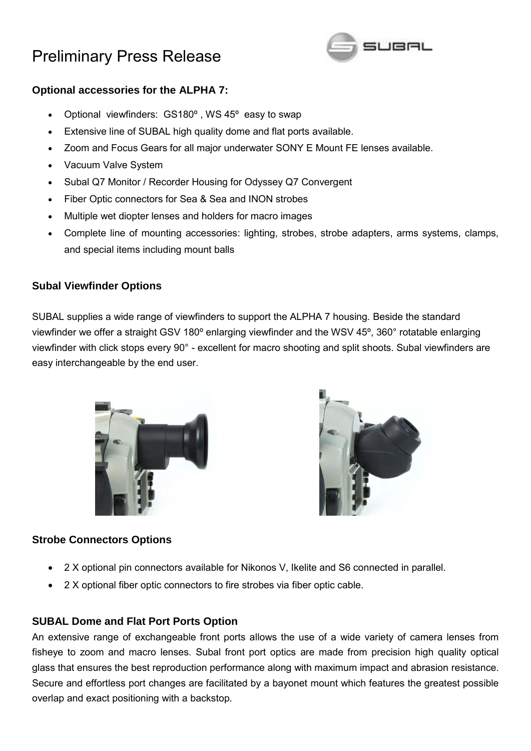# Preliminary Press Release

### Optional accessories for the ALPHA 7:

- Optional viewfinders: GS180º , WS 45º easy to swap
- Extensive line of SUBAL high quality dome and flat ports available.
- Zoom and Focus Gears for all major underwater SONY E Mount FE lenses available.
- Vacuum Valve System
- Subal Q7 Monitor / Recorder Housing for Odyssey Q7 Convergent
- Fiber Optic connectors for Sea & Sea and INON strobes
- Multiple wet diopter lenses and holders for macro images
- Complete line of mounting accessories: lighting, strobes, strobe adapters, arms systems, clamps, and special items including mount balls

### Subal Viewfinder Options

SUBAL supplies a wide range of viewfinders to support the ALPHA 7 housing. Beside the standard viewfinder we offer a straight GSV 180º enlarging viewfinder and the WSV 45º, 360° rotatable enlarging viewfinder with click stops every 90° - excellent for macro shooting and split shoots. Subal viewfinders are easy interchangeable by the end user.

### Strobe Connectors Options

- 2 X optional pin connectors available for Nikonos V, Ikelite and S6 connected in parallel.
- 2 X optional fiber optic connectors to fire strobes via fiber optic cable.

### SUBAL Dome and Flat Port Ports Option

An extensive range of exchangeable front ports allows the use of a wide variety of camera lenses from fisheye to zoom and macro lenses. Subal front port optics are made from precision high quality optical glass that ensures the best reproduction performance along with maximum impact and abrasion resistance. Secure and effortless port changes are facilitated by a bayonet mount which features the greatest possible overlap and exact positioning with a backstop.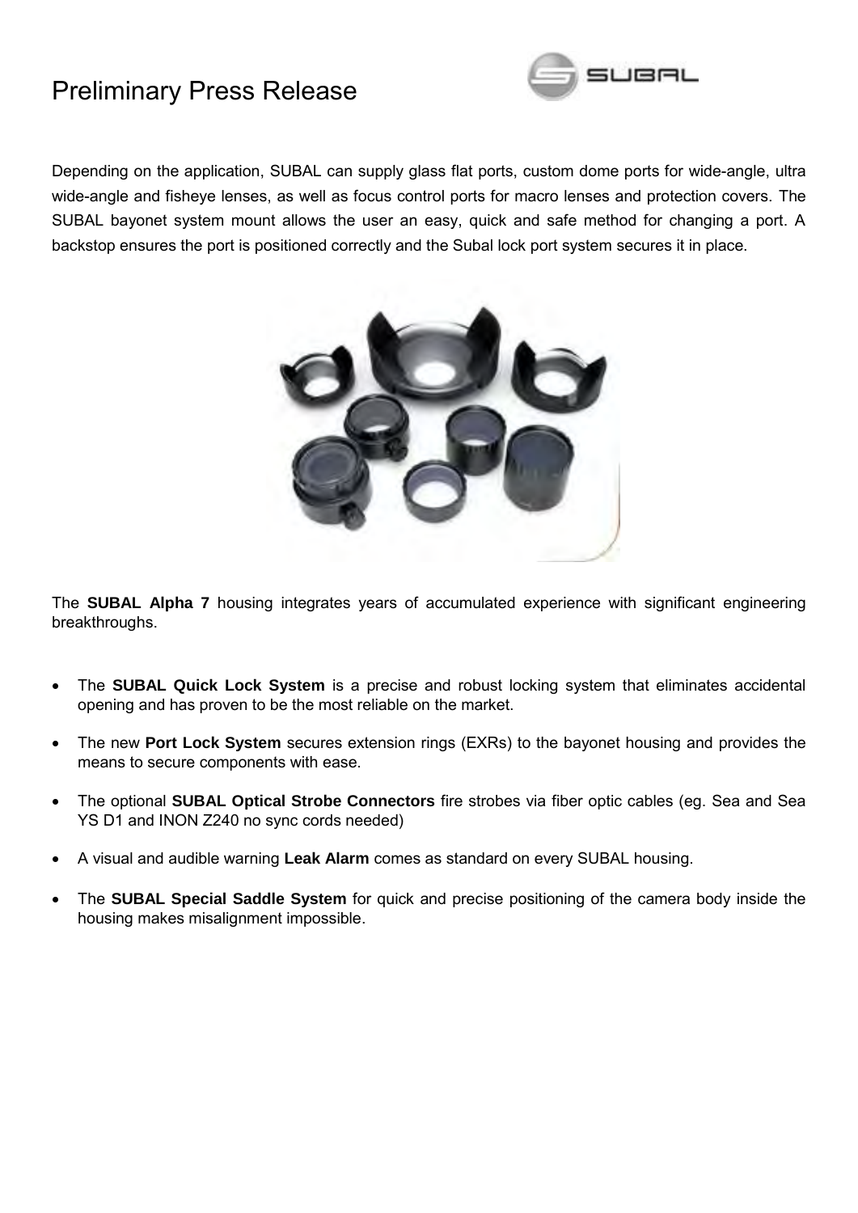# Preliminary Press Release

Depending on the application, SUBAL can supply glass flat ports, custom dome ports for wide-angle, ultra wide-angle and fisheye lenses, as well as focus control ports for macro lenses and protection covers. The SUBAL bayonet system mount allows the user an easy, quick and safe method for changing a port. A backstop ensures the port is positioned correctly and the Subal lock port system secures it in place.

The **SUBAL Alpha 7** housing integrates years of accumulated experience with significant engineering breakthroughs.

- The **SUBAL Quick Lock System** is a precise and robust locking system that eliminates accidental opening and has proven to be the most reliable on the market.
- The new **Port Lock System** secures extension rings (EXRs) to the bayonet housing and provides the means to secure components with ease.
- The optional **SUBAL Optical Strobe Connectors** fire strobes via fiber optic cables (eg. Sea and Sea YS D1 and INON Z240 no sync cords needed)
- A visual and audible warning **Leak Alarm** comes as standard on every SUBAL housing.
- The **SUBAL Special Saddle System** for quick and precise positioning of the camera body inside the housing makes misalignment impossible.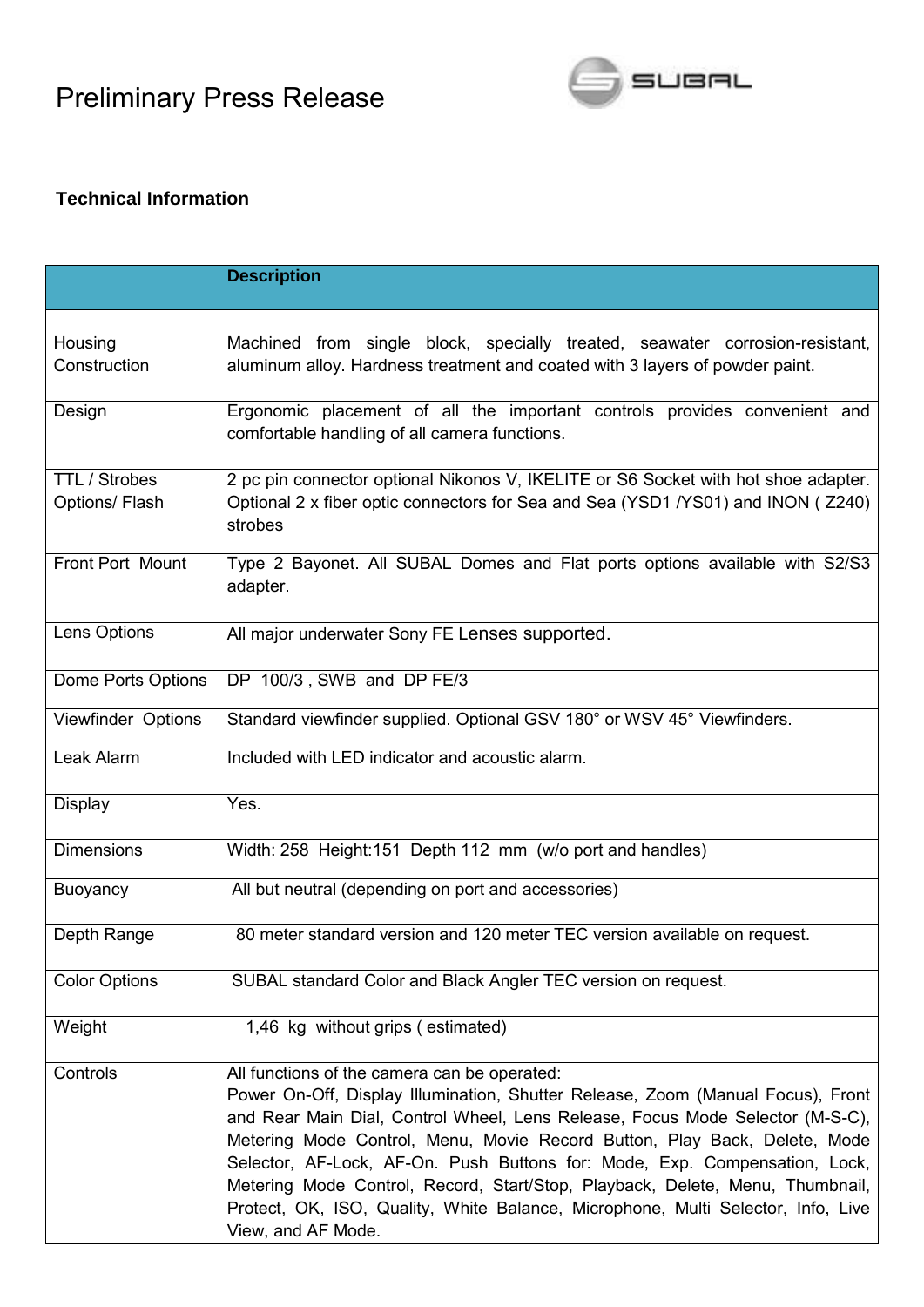# Preliminary Press Release

SUBAL

### Technical Information

| | Description |
|---|---|
| Housing Construction | Machined from single block, specially treated, seawater corrosion-resistant, aluminum alloy. Hardness treatment and coated with 3 layers of powder paint. |
| Design | Ergonomic placement of all the important controls provides convenient and comfortable handling of all camera functions. |
| TTL / Strobes Options/ Flash | 2 pc pin connector optional Nikonos V, IKELITE or S6 Socket with hot shoe adapter. Optional 2 x fiber optic connectors for Sea and Sea (YSD1 /YS01) and INON ( Z240) strobes |
| Front Port Mount | Type 2 Bayonet. All SUBAL Domes and Flat ports options available with S2/S3 adapter. |
| Lens Options | All major underwater Sony FE Lenses supported. |
| Dome Ports Options | DP 100/3 , SWB and DP FE/3 |
| Viewfinder Options | Standard viewfinder supplied. Optional GSV 180° or WSV 45° Viewfinders. |
| Leak Alarm | Included with LED indicator and acoustic alarm. |
| Display | Yes. |
| Dimensions | Width: 258 Height:151 Depth 112 mm (w/o port and handles) |
| Buoyancy | All but neutral (depending on port and accessories) |
| Depth Range | 80 meter standard version and 120 meter TEC version available on request. |
| Color Options | SUBAL standard Color and Black Angler TEC version on request. |
| Weight | 1,46 kg without grips ( estimated) |
| Controls | All functions of the camera can be operated: Power On-Off, Display Illumination, Shutter Release, Zoom (Manual Focus), Front and Rear Main Dial, Control Wheel, Lens Release, Focus Mode Selector (M-S-C), Metering Mode Control, Menu, Movie Record Button, Play Back, Delete, Mode Selector, AF-Lock, AF-On. Push Buttons for: Mode, Exp. Compensation, Lock, Metering Mode Control, Record, Start/Stop, Playback, Delete, Menu, Thumbnail, Protect, OK, ISO, Quality, White Balance, Microphone, Multi Selector, Info, Live View, and AF Mode. |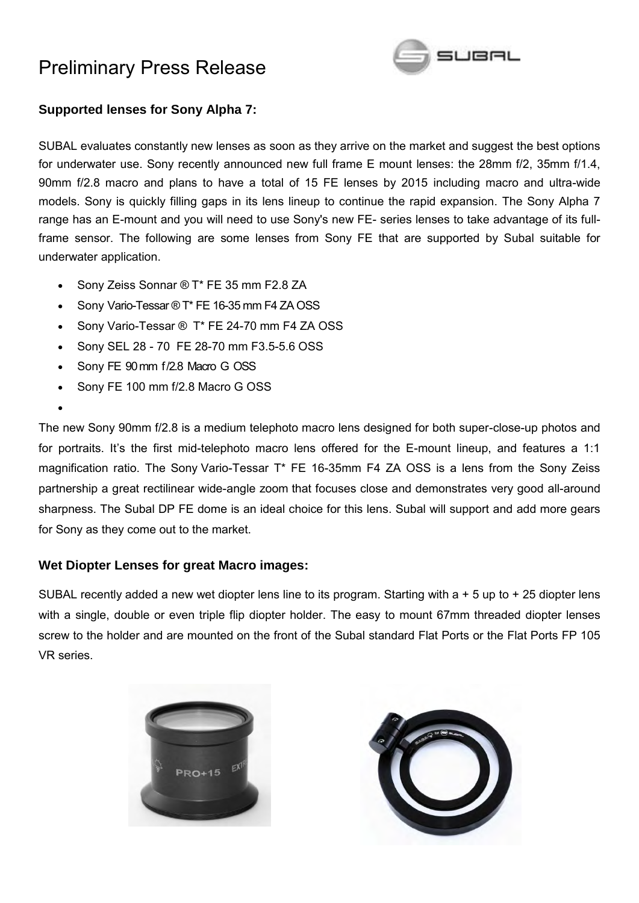# Preliminary Press Release

### Supported lenses for Sony Alpha 7:

SUBAL evaluates constantly new lenses as soon as they arrive on the market and suggest the best options for underwater use. Sony recently announced new full frame E mount lenses: the 28mm f/2, 35mm f/1.4, 90mm f/2.8 macro and plans to have a total of 15 FE lenses by 2015 including macro and ultra-wide models. Sony is quickly filling gaps in its lens lineup to continue the rapid expansion. The Sony Alpha 7 range has an E-mount and you will need to use Sony's new FE- series lenses to take advantage of its full-frame sensor. The following are some lenses from Sony FE that are supported by Subal suitable for underwater application.

- Sony Zeiss Sonnar ® T* FE 35 mm F2.8 ZA
- Sony Vario-Tessar ® T* FE 16-35 mm F4 ZA OSS
- Sony Vario-Tessar ® T* FE 24-70 mm F4 ZA OSS
- Sony SEL 28 - 70 FE 28-70 mm F3.5-5.6 OSS
- Sony FE 90 mm f/2.8 Macro G OSS
- Sony FE 100 mm f/2.8 Macro G OSS

The new Sony 90mm f/2.8 is a medium telephoto macro lens designed for both super-close-up photos and for portraits. It's the first mid-telephoto macro lens offered for the E-mount lineup, and features a 1:1 magnification ratio. The Sony Vario-Tessar T* FE 16-35mm F4 ZA OSS is a lens from the Sony Zeiss partnership a great rectilinear wide-angle zoom that focuses close and demonstrates very good all-around sharpness. The Subal DP FE dome is an ideal choice for this lens. Subal will support and add more gears for Sony as they come out to the market.

### Wet Diopter Lenses for great Macro images:

SUBAL recently added a new wet diopter lens line to its program. Starting with a + 5 up to + 25 diopter lens with a single, double or even triple flip diopter holder. The easy to mount 67mm threaded diopter lenses screw to the holder and are mounted on the front of the Subal standard Flat Ports or the Flat Ports FP 105 VR series.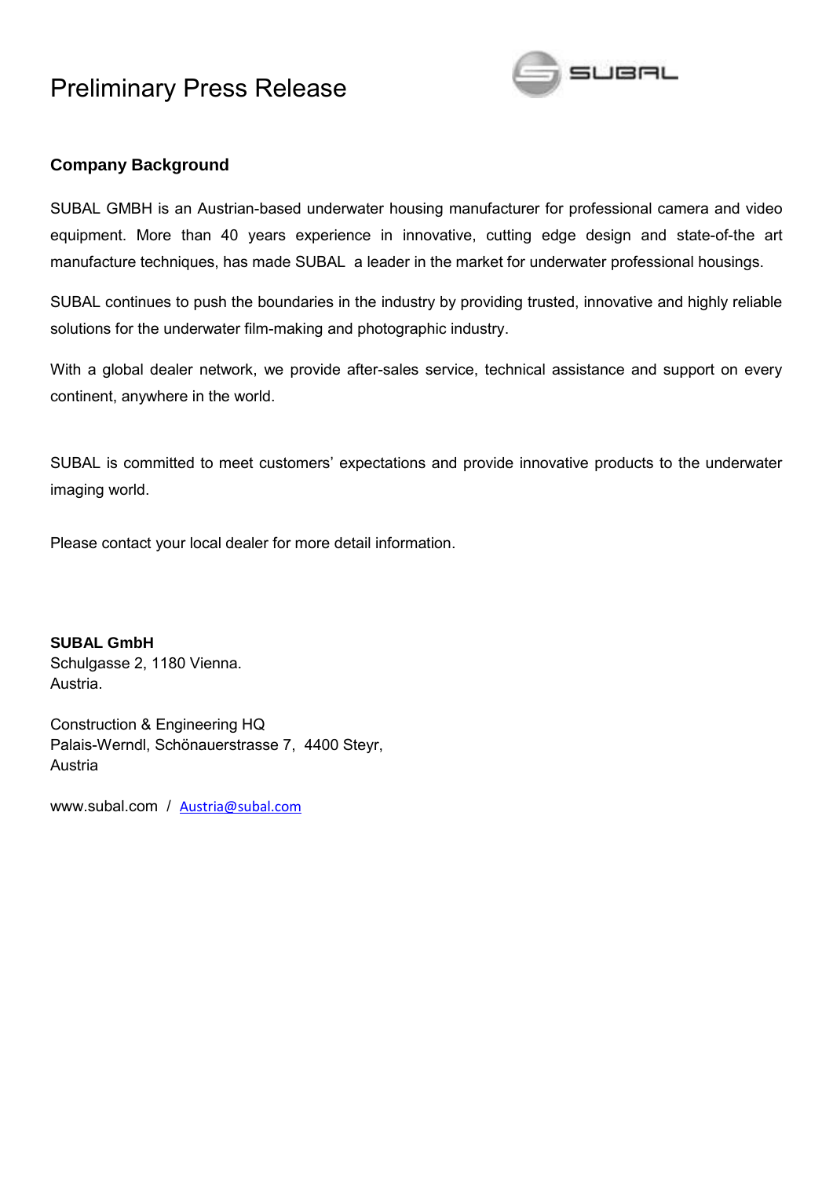# Preliminary Press Release

## Company Background

SUBAL GMBH is an Austrian-based underwater housing manufacturer for professional camera and video equipment. More than 40 years experience in innovative, cutting edge design and state-of-the art manufacture techniques, has made SUBAL a leader in the market for underwater professional housings.

SUBAL continues to push the boundaries in the industry by providing trusted, innovative and highly reliable solutions for the underwater film-making and photographic industry.

With a global dealer network, we provide after-sales service, technical assistance and support on every continent, anywhere in the world.

SUBAL is committed to meet customers' expectations and provide innovative products to the underwater imaging world.

Please contact your local dealer for more detail information.

**SUBAL GmbH**
Schulgasse 2, 1180 Vienna.
Austria.

Construction & Engineering HQ
Palais-Werndl, Schönauerstrasse 7, 4400 Steyr,
Austria

www.subal.com / Austria@subal.com